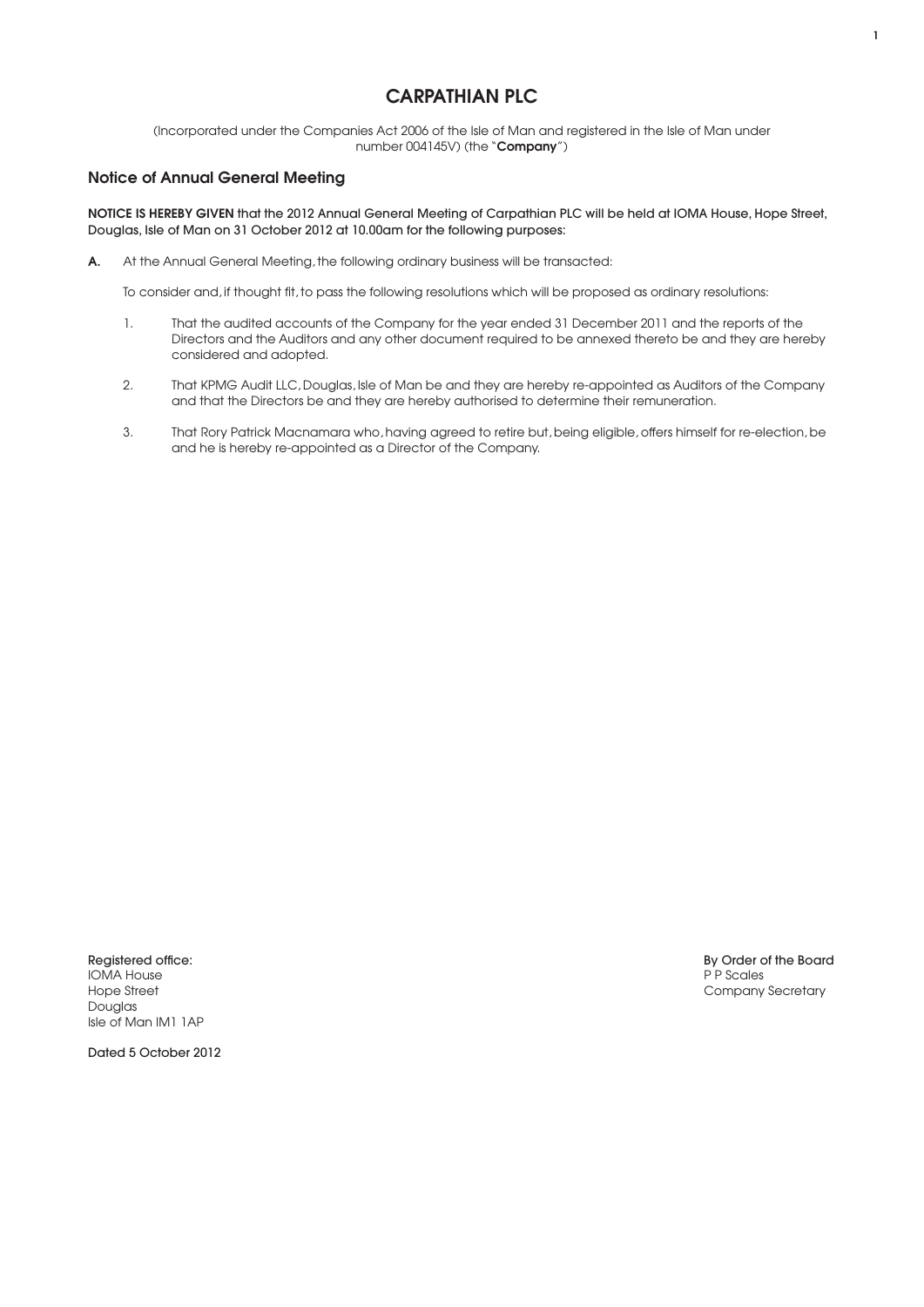# CARPATHIAN PLC

(Incorporated under the Companies Act 2006 of the Isle of Man and registered in the Isle of Man under number 004145V) (the "**Company**")

## Notice of Annual General Meeting

**NOTICE IS HEREBY GIVEN that the 2012 Annual General Meeting of Carpathian PLC will be held at IOMA House, Hope Street, Douglas, Isle of Man on 31 October 2012 at 10.00am for the following purposes:**

**A.** At the Annual General Meeting, the following ordinary business will be transacted:

To consider and, if thought fit, to pass the following resolutions which will be proposed as ordinary resolutions:

1. That the audited accounts of the Company for the year ended 31 December 2011 and the reports of the Directors and the Auditors and any other document required to be annexed thereto be and they are hereby considered and adopted.

2. That KPMG Audit LLC, Douglas, Isle of Man be and they are hereby re-appointed as Auditors of the Company and that the Directors be and they are hereby authorised to determine their remuneration.

3. That Rory Patrick Macnamara who, having agreed to retire but, being eligible, offers himself for re-election, be and he is hereby re-appointed as a Director of the Company.

**Registered office:**
IOMA House
Hope Street
Douglas
Isle of Man IM1 1AP

**By Order of the Board**
P P Scales
Company Secretary

**Dated 5 October 2012**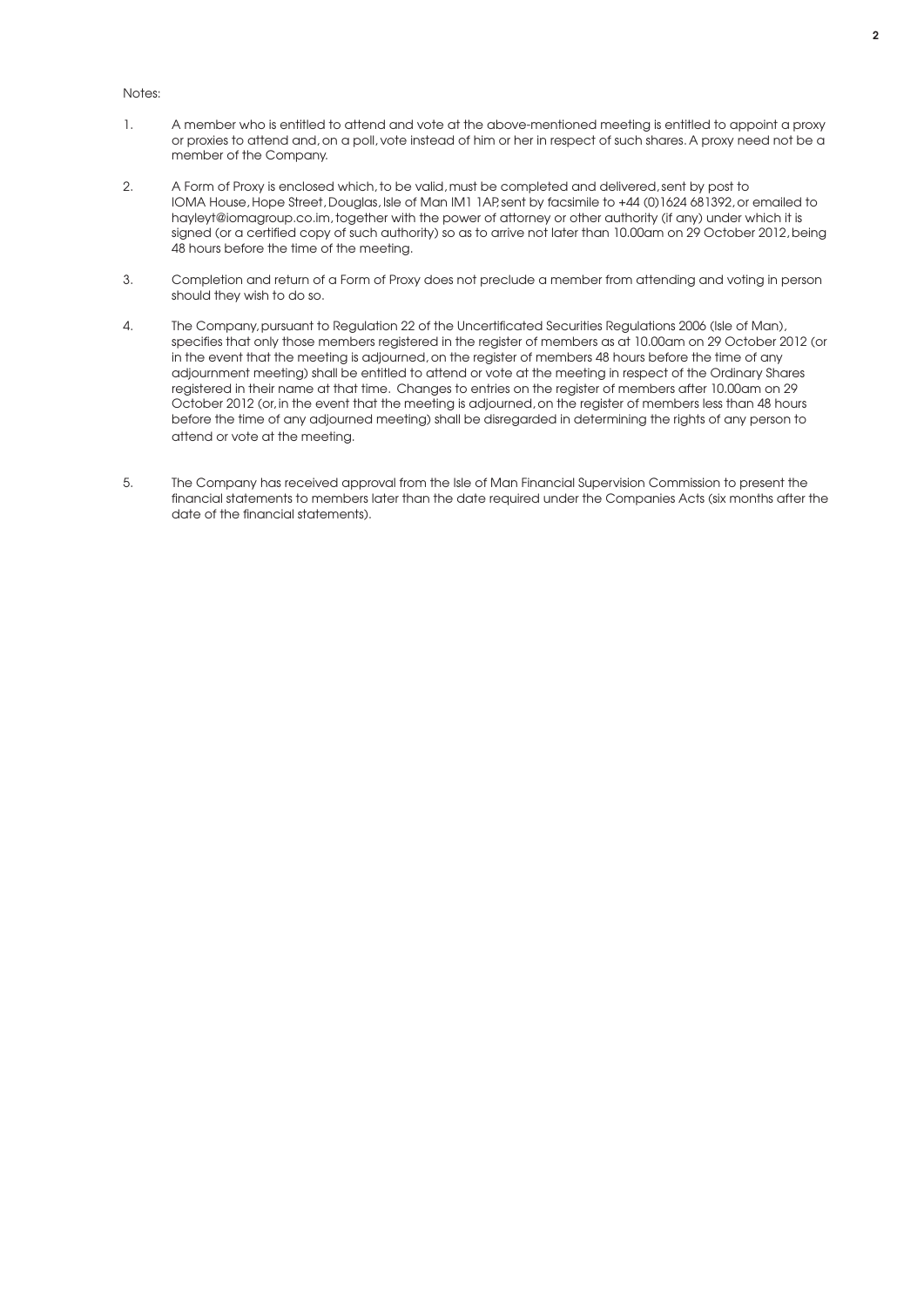Notes:

1. A member who is entitled to attend and vote at the above-mentioned meeting is entitled to appoint a proxy or proxies to attend and, on a poll, vote instead of him or her in respect of such shares. A proxy need not be a member of the Company.

2. A Form of Proxy is enclosed which, to be valid, must be completed and delivered, sent by post to IOMA House, Hope Street, Douglas, Isle of Man IM1 1AP, sent by facsimile to +44 (0)1624 681392, or emailed to hayleyt@iomagroup.co.im, together with the power of attorney or other authority (if any) under which it is signed (or a certified copy of such authority) so as to arrive not later than 10.00am on 29 October 2012, being 48 hours before the time of the meeting.

3. Completion and return of a Form of Proxy does not preclude a member from attending and voting in person should they wish to do so.

4. The Company, pursuant to Regulation 22 of the Uncertificated Securities Regulations 2006 (Isle of Man), specifies that only those members registered in the register of members as at 10.00am on 29 October 2012 (or in the event that the meeting is adjourned, on the register of members 48 hours before the time of any adjournment meeting) shall be entitled to attend or vote at the meeting in respect of the Ordinary Shares registered in their name at that time. Changes to entries on the register of members after 10.00am on 29 October 2012 (or, in the event that the meeting is adjourned, on the register of members less than 48 hours before the time of any adjourned meeting) shall be disregarded in determining the rights of any person to attend or vote at the meeting.

5. The Company has received approval from the Isle of Man Financial Supervision Commission to present the financial statements to members later than the date required under the Companies Acts (six months after the date of the financial statements).